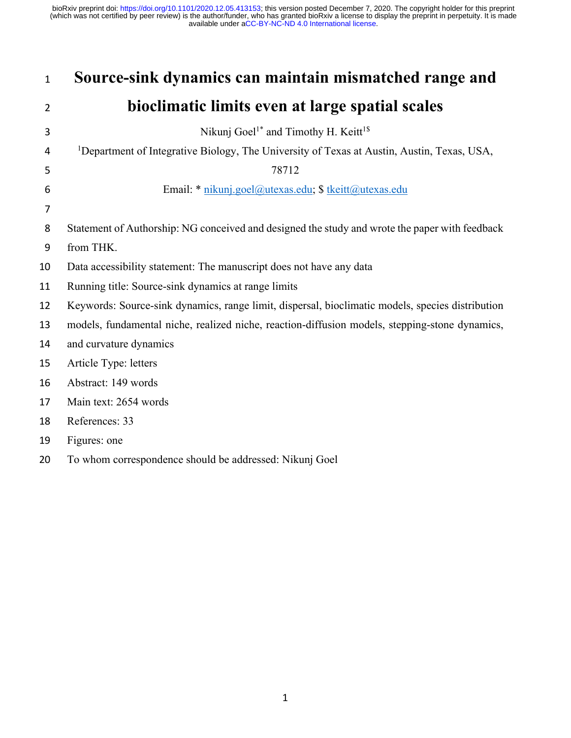# Source-sink dynamics can maintain mismatched range and bioclimatic limits even at large spatial scales

Nikunj Goel[1*] and Timothy H. Keitt[1$]

[1]Department of Integrative Biology, The University of Texas at Austin, Austin, Texas, USA, 78712

Email: * nikunj.goel@utexas.edu; $ tkeitt@utexas.edu

Statement of Authorship: NG conceived and designed the study and wrote the paper with feedback from THK.

Data accessibility statement: The manuscript does not have any data

Running title: Source-sink dynamics at range limits

Keywords: Source-sink dynamics, range limit, dispersal, bioclimatic models, species distribution models, fundamental niche, realized niche, reaction-diffusion models, stepping-stone dynamics, and curvature dynamics

Article Type: letters

Abstract: 149 words

Main text: 2654 words

References: 33

Figures: one

To whom correspondence should be addressed: Nikunj Goel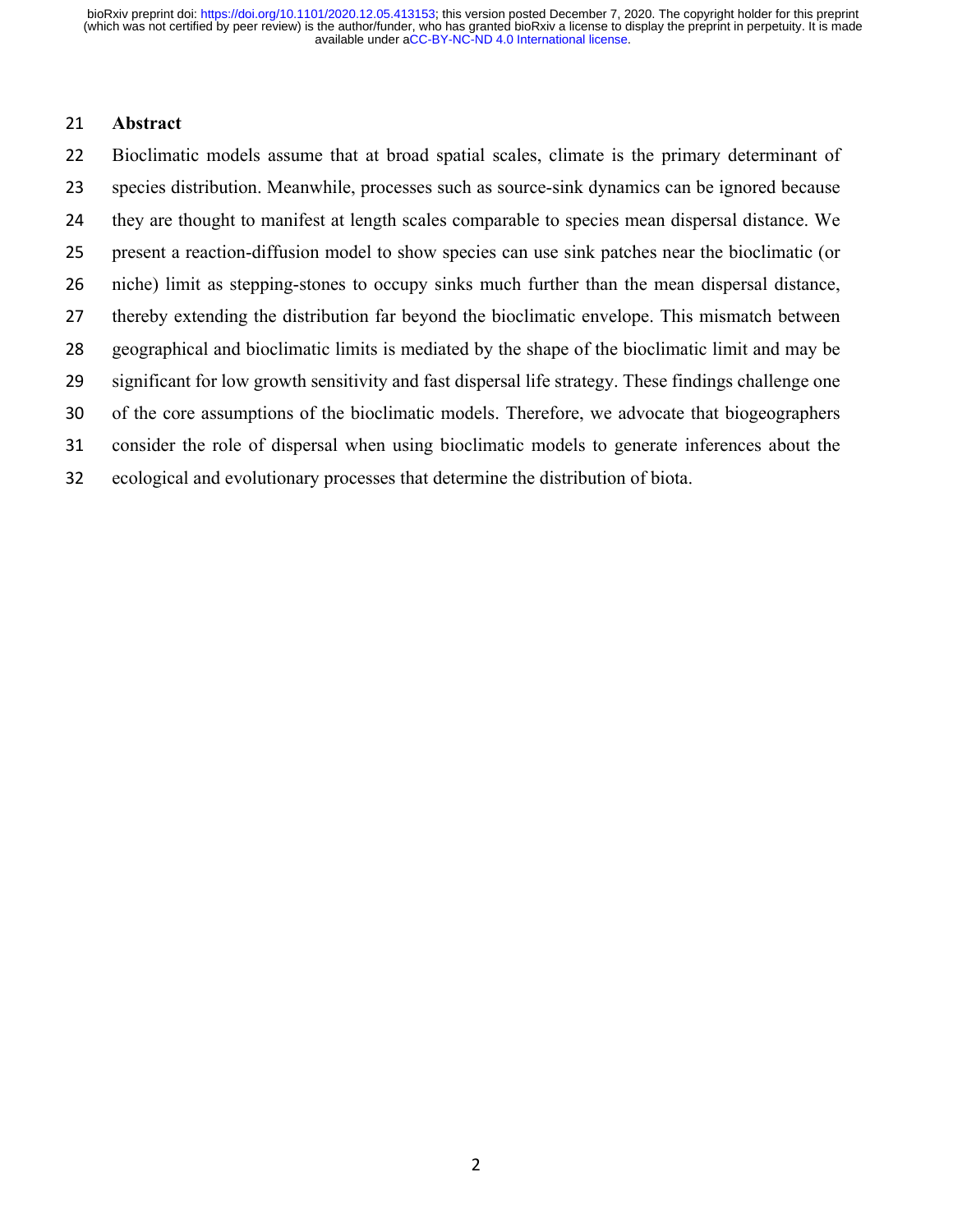## Abstract

Bioclimatic models assume that at broad spatial scales, climate is the primary determinant of species distribution. Meanwhile, processes such as source-sink dynamics can be ignored because they are thought to manifest at length scales comparable to species mean dispersal distance. We present a reaction-diffusion model to show species can use sink patches near the bioclimatic (or niche) limit as stepping-stones to occupy sinks much further than the mean dispersal distance, thereby extending the distribution far beyond the bioclimatic envelope. This mismatch between geographical and bioclimatic limits is mediated by the shape of the bioclimatic limit and may be significant for low growth sensitivity and fast dispersal life strategy. These findings challenge one of the core assumptions of the bioclimatic models. Therefore, we advocate that biogeographers consider the role of dispersal when using bioclimatic models to generate inferences about the ecological and evolutionary processes that determine the distribution of biota.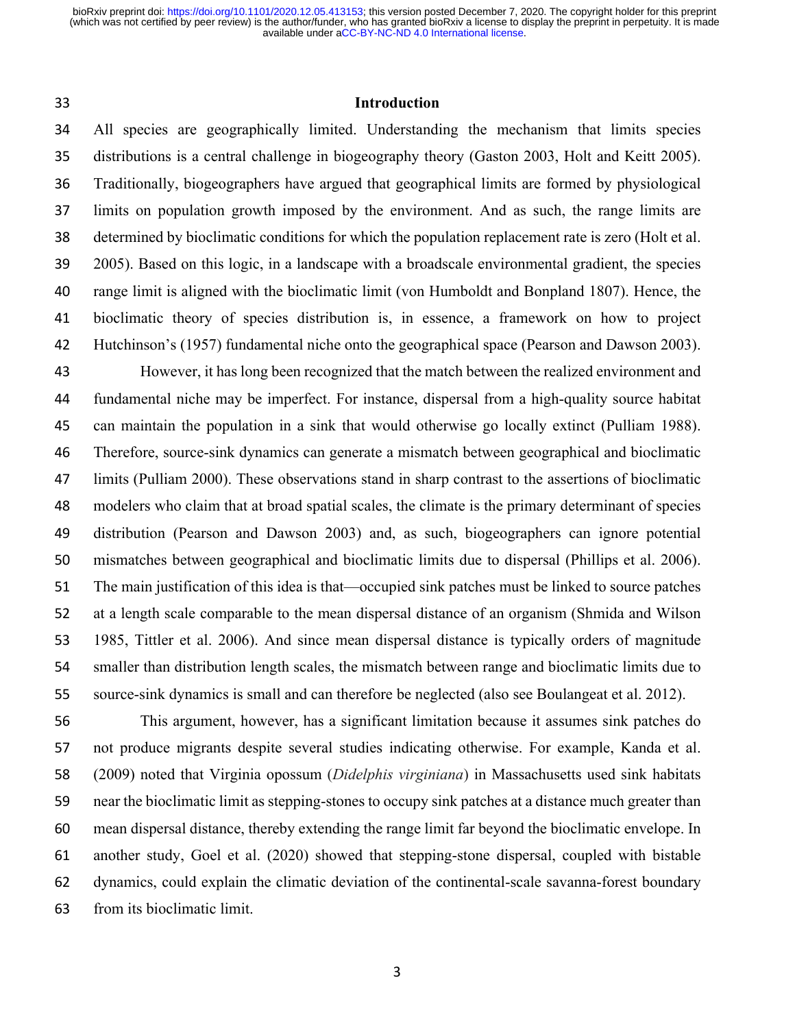## Introduction

All species are geographically limited. Understanding the mechanism that limits species distributions is a central challenge in biogeography theory (Gaston 2003, Holt and Keitt 2005). Traditionally, biogeographers have argued that geographical limits are formed by physiological limits on population growth imposed by the environment. And as such, the range limits are determined by bioclimatic conditions for which the population replacement rate is zero (Holt et al. 2005). Based on this logic, in a landscape with a broadscale environmental gradient, the species range limit is aligned with the bioclimatic limit (von Humboldt and Bonpland 1807). Hence, the bioclimatic theory of species distribution is, in essence, a framework on how to project Hutchinson's (1957) fundamental niche onto the geographical space (Pearson and Dawson 2003).

However, it has long been recognized that the match between the realized environment and fundamental niche may be imperfect. For instance, dispersal from a high-quality source habitat can maintain the population in a sink that would otherwise go locally extinct (Pulliam 1988). Therefore, source-sink dynamics can generate a mismatch between geographical and bioclimatic limits (Pulliam 2000). These observations stand in sharp contrast to the assertions of bioclimatic modelers who claim that at broad spatial scales, the climate is the primary determinant of species distribution (Pearson and Dawson 2003) and, as such, biogeographers can ignore potential mismatches between geographical and bioclimatic limits due to dispersal (Phillips et al. 2006). The main justification of this idea is that—occupied sink patches must be linked to source patches at a length scale comparable to the mean dispersal distance of an organism (Shmida and Wilson 1985, Tittler et al. 2006). And since mean dispersal distance is typically orders of magnitude smaller than distribution length scales, the mismatch between range and bioclimatic limits due to source-sink dynamics is small and can therefore be neglected (also see Boulangeat et al. 2012).

This argument, however, has a significant limitation because it assumes sink patches do not produce migrants despite several studies indicating otherwise. For example, Kanda et al. (2009) noted that Virginia opossum (*Didelphis virginiana*) in Massachusetts used sink habitats near the bioclimatic limit as stepping-stones to occupy sink patches at a distance much greater than mean dispersal distance, thereby extending the range limit far beyond the bioclimatic envelope. In another study, Goel et al. (2020) showed that stepping-stone dispersal, coupled with bistable dynamics, could explain the climatic deviation of the continental-scale savanna-forest boundary from its bioclimatic limit.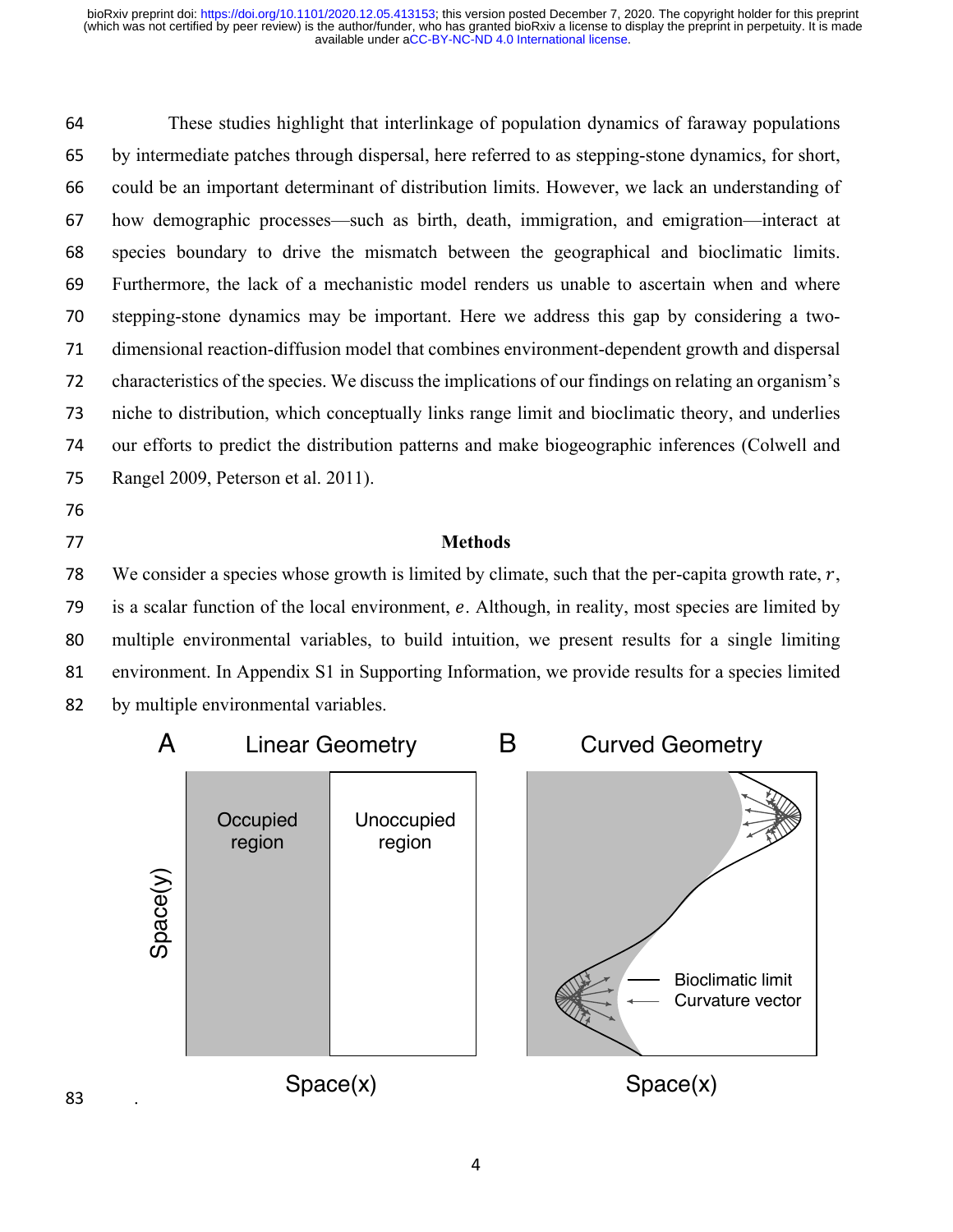These studies highlight that interlinkage of population dynamics of faraway populations by intermediate patches through dispersal, here referred to as stepping-stone dynamics, for short, could be an important determinant of distribution limits. However, we lack an understanding of how demographic processes—such as birth, death, immigration, and emigration—interact at species boundary to drive the mismatch between the geographical and bioclimatic limits. Furthermore, the lack of a mechanistic model renders us unable to ascertain when and where stepping-stone dynamics may be important. Here we address this gap by considering a two-dimensional reaction-diffusion model that combines environment-dependent growth and dispersal characteristics of the species. We discuss the implications of our findings on relating an organism's niche to distribution, which conceptually links range limit and bioclimatic theory, and underlies our efforts to predict the distribution patterns and make biogeographic inferences (Colwell and Rangel 2009, Peterson et al. 2011).

## Methods

We consider a species whose growth is limited by climate, such that the per-capita growth rate, $r$, is a scalar function of the local environment, $e$. Although, in reality, most species are limited by multiple environmental variables, to build intuition, we present results for a single limiting environment. In Appendix S1 in Supporting Information, we provide results for a species limited by multiple environmental variables.

A Linear Geometry

Occupied region

Unoccupied region

Space(y)

Space(x)

B Curved Geometry

Bioclimatic limit

Curvature vector

Space(x)

.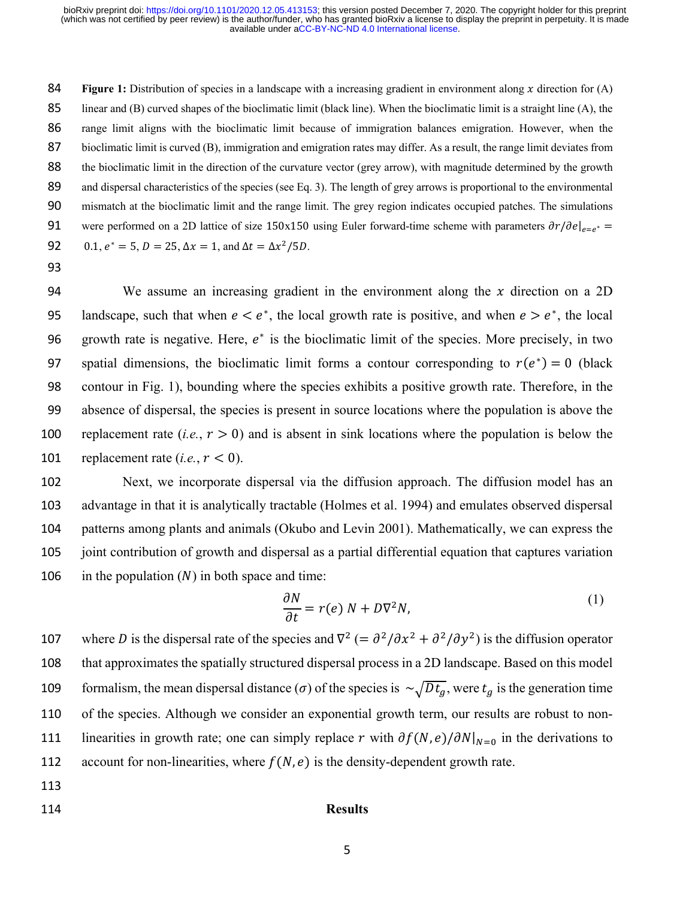**Figure 1:** Distribution of species in a landscape with a increasing gradient in environment along $x$ direction for (A) linear and (B) curved shapes of the bioclimatic limit (black line). When the bioclimatic limit is a straight line (A), the range limit aligns with the bioclimatic limit because of immigration balances emigration. However, when the bioclimatic limit is curved (B), immigration and emigration rates may differ. As a result, the range limit deviates from the bioclimatic limit in the direction of the curvature vector (grey arrow), with magnitude determined by the growth and dispersal characteristics of the species (see Eq. 3). The length of grey arrows is proportional to the environmental mismatch at the bioclimatic limit and the range limit. The grey region indicates occupied patches. The simulations were performed on a 2D lattice of size 150x150 using Euler forward-time scheme with parameters $\partial r/\partial e|_{e=e^*} = 0.1$, $e^* = 5$, $D = 25$, $\Delta x = 1$, and $\Delta t = \Delta x^2/5D$.

We assume an increasing gradient in the environment along the $x$ direction on a 2D landscape, such that when $e < e^*$, the local growth rate is positive, and when $e > e^*$, the local growth rate is negative. Here, $e^*$ is the bioclimatic limit of the species. More precisely, in two spatial dimensions, the bioclimatic limit forms a contour corresponding to $r(e^*) = 0$ (black contour in Fig. 1), bounding where the species exhibits a positive growth rate. Therefore, in the absence of dispersal, the species is present in source locations where the population is above the replacement rate (*i.e.*, $r > 0$) and is absent in sink locations where the population is below the replacement rate (*i.e.*, $r < 0$).

Next, we incorporate dispersal via the diffusion approach. The diffusion model has an advantage in that it is analytically tractable (Holmes et al. 1994) and emulates observed dispersal patterns among plants and animals (Okubo and Levin 2001). Mathematically, we can express the joint contribution of growth and dispersal as a partial differential equation that captures variation in the population ($N$) in both space and time:

$$\frac{\partial N}{\partial t} = r(e)\ N + D\nabla^2 N, \tag{1}$$

where $D$ is the dispersal rate of the species and $\nabla^2$ $(= \partial^2/\partial x^2 + \partial^2/\partial y^2)$ is the diffusion operator that approximates the spatially structured dispersal process in a 2D landscape. Based on this model formalism, the mean dispersal distance ($\sigma$) of the species is $\sim\sqrt{D t_g}$, were $t_g$ is the generation time of the species. Although we consider an exponential growth term, our results are robust to non-linearities in growth rate; one can simply replace $r$ with $\partial f(N, e)/\partial N|_{N=0}$ in the derivations to account for non-linearities, where $f(N, e)$ is the density-dependent growth rate.

## Results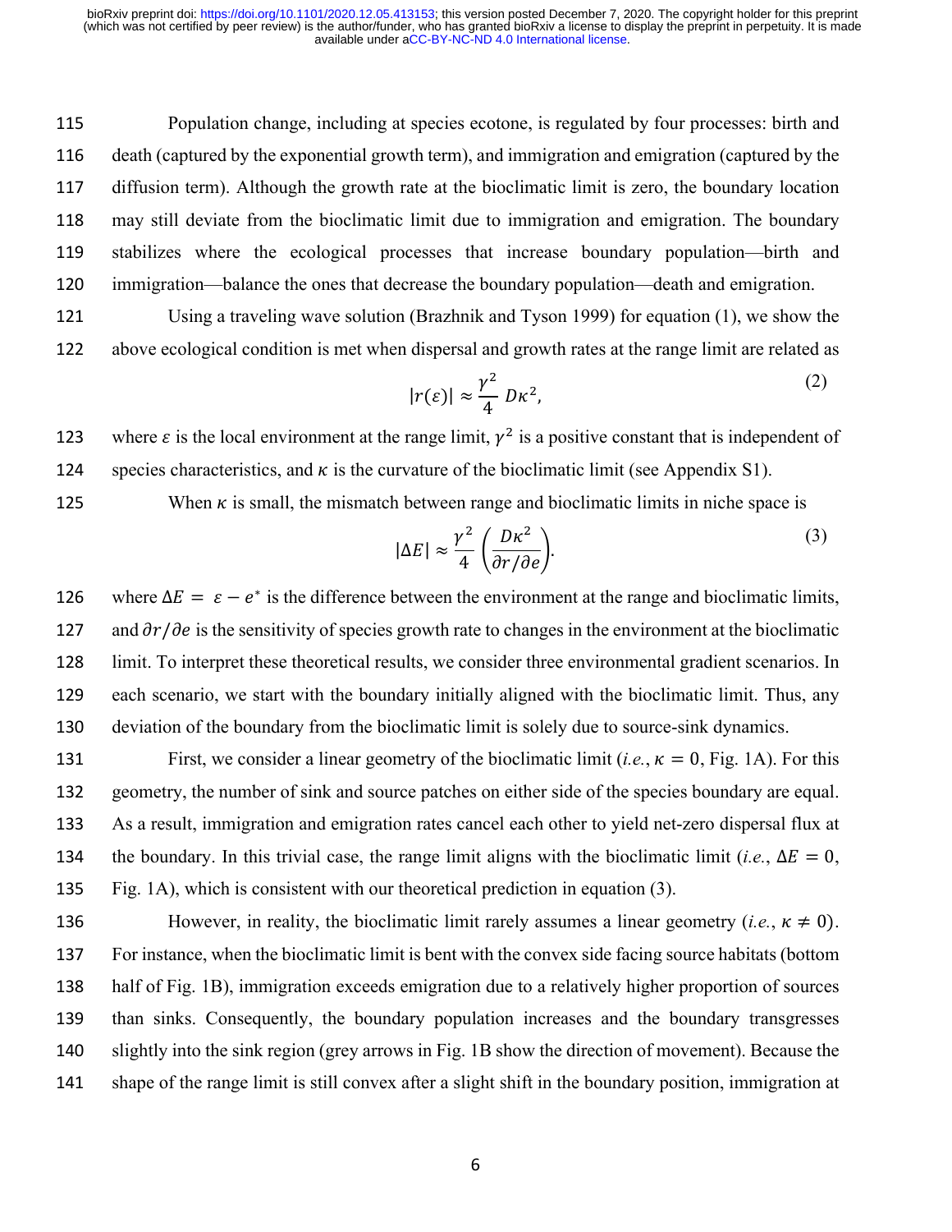Population change, including at species ecotone, is regulated by four processes: birth and death (captured by the exponential growth term), and immigration and emigration (captured by the diffusion term). Although the growth rate at the bioclimatic limit is zero, the boundary location may still deviate from the bioclimatic limit due to immigration and emigration. The boundary stabilizes where the ecological processes that increase boundary population—birth and immigration—balance the ones that decrease the boundary population—death and emigration.

Using a traveling wave solution (Brazhnik and Tyson 1999) for equation (1), we show the above ecological condition is met when dispersal and growth rates at the range limit are related as

$$|r(\varepsilon)| \approx \frac{\gamma^2}{4} D\kappa^2, \tag{2}$$

where $\varepsilon$ is the local environment at the range limit, $\gamma^2$ is a positive constant that is independent of species characteristics, and $\kappa$ is the curvature of the bioclimatic limit (see Appendix S1).

When $\kappa$ is small, the mismatch between range and bioclimatic limits in niche space is

$$|\Delta E| \approx \frac{\gamma^2}{4}\left(\frac{D\kappa^2}{\partial r/\partial e}\right). \tag{3}$$

where $\Delta E = \varepsilon - e^*$ is the difference between the environment at the range and bioclimatic limits, and $\partial r/\partial e$ is the sensitivity of species growth rate to changes in the environment at the bioclimatic limit. To interpret these theoretical results, we consider three environmental gradient scenarios. In each scenario, we start with the boundary initially aligned with the bioclimatic limit. Thus, any deviation of the boundary from the bioclimatic limit is solely due to source-sink dynamics.

First, we consider a linear geometry of the bioclimatic limit (*i.e.*, $\kappa = 0$, Fig. 1A). For this geometry, the number of sink and source patches on either side of the species boundary are equal. As a result, immigration and emigration rates cancel each other to yield net-zero dispersal flux at the boundary. In this trivial case, the range limit aligns with the bioclimatic limit (*i.e.*, $\Delta E = 0$, Fig. 1A), which is consistent with our theoretical prediction in equation (3).

However, in reality, the bioclimatic limit rarely assumes a linear geometry (*i.e.*, $\kappa \neq 0$). For instance, when the bioclimatic limit is bent with the convex side facing source habitats (bottom half of Fig. 1B), immigration exceeds emigration due to a relatively higher proportion of sources than sinks. Consequently, the boundary population increases and the boundary transgresses slightly into the sink region (grey arrows in Fig. 1B show the direction of movement). Because the shape of the range limit is still convex after a slight shift in the boundary position, immigration at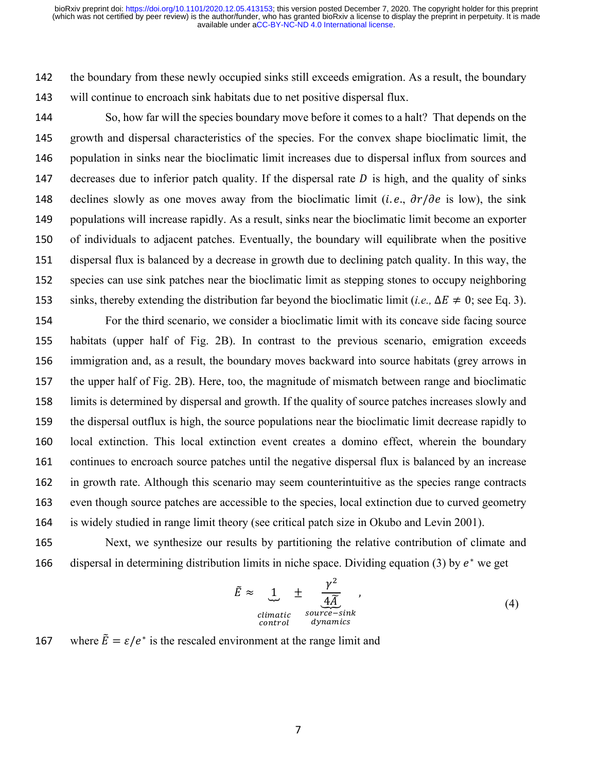the boundary from these newly occupied sinks still exceeds emigration. As a result, the boundary will continue to encroach sink habitats due to net positive dispersal flux.

So, how far will the species boundary move before it comes to a halt? That depends on the growth and dispersal characteristics of the species. For the convex shape bioclimatic limit, the population in sinks near the bioclimatic limit increases due to dispersal influx from sources and decreases due to inferior patch quality. If the dispersal rate $D$ is high, and the quality of sinks declines slowly as one moves away from the bioclimatic limit (*i.e.*, $\partial r/\partial e$ is low), the sink populations will increase rapidly. As a result, sinks near the bioclimatic limit become an exporter of individuals to adjacent patches. Eventually, the boundary will equilibrate when the positive dispersal flux is balanced by a decrease in growth due to declining patch quality. In this way, the species can use sink patches near the bioclimatic limit as stepping stones to occupy neighboring sinks, thereby extending the distribution far beyond the bioclimatic limit (*i.e.,* $\Delta E \neq 0$; see Eq. 3).

For the third scenario, we consider a bioclimatic limit with its concave side facing source habitats (upper half of Fig. 2B). In contrast to the previous scenario, emigration exceeds immigration and, as a result, the boundary moves backward into source habitats (grey arrows in the upper half of Fig. 2B). Here, too, the magnitude of mismatch between range and bioclimatic limits is determined by dispersal and growth. If the quality of source patches increases slowly and the dispersal outflux is high, the source populations near the bioclimatic limit decrease rapidly to local extinction. This local extinction event creates a domino effect, wherein the boundary continues to encroach source patches until the negative dispersal flux is balanced by an increase in growth rate. Although this scenario may seem counterintuitive as the species range contracts even though source patches are accessible to the species, local extinction due to curved geometry is widely studied in range limit theory (see critical patch size in Okubo and Levin 2001).

Next, we synthesize our results by partitioning the relative contribution of climate and dispersal in determining distribution limits in niche space. Dividing equation (3) by $e^*$ we get

$$\tilde{E} \approx \underbrace{1}_{\substack{climatic \\ control}} \pm \underbrace{\frac{\gamma^2}{4\tilde{A}}}_{\substack{source-sink \\ dynamics}}, \tag{4}$$

where $\tilde{E} = \varepsilon/e^*$ is the rescaled environment at the range limit and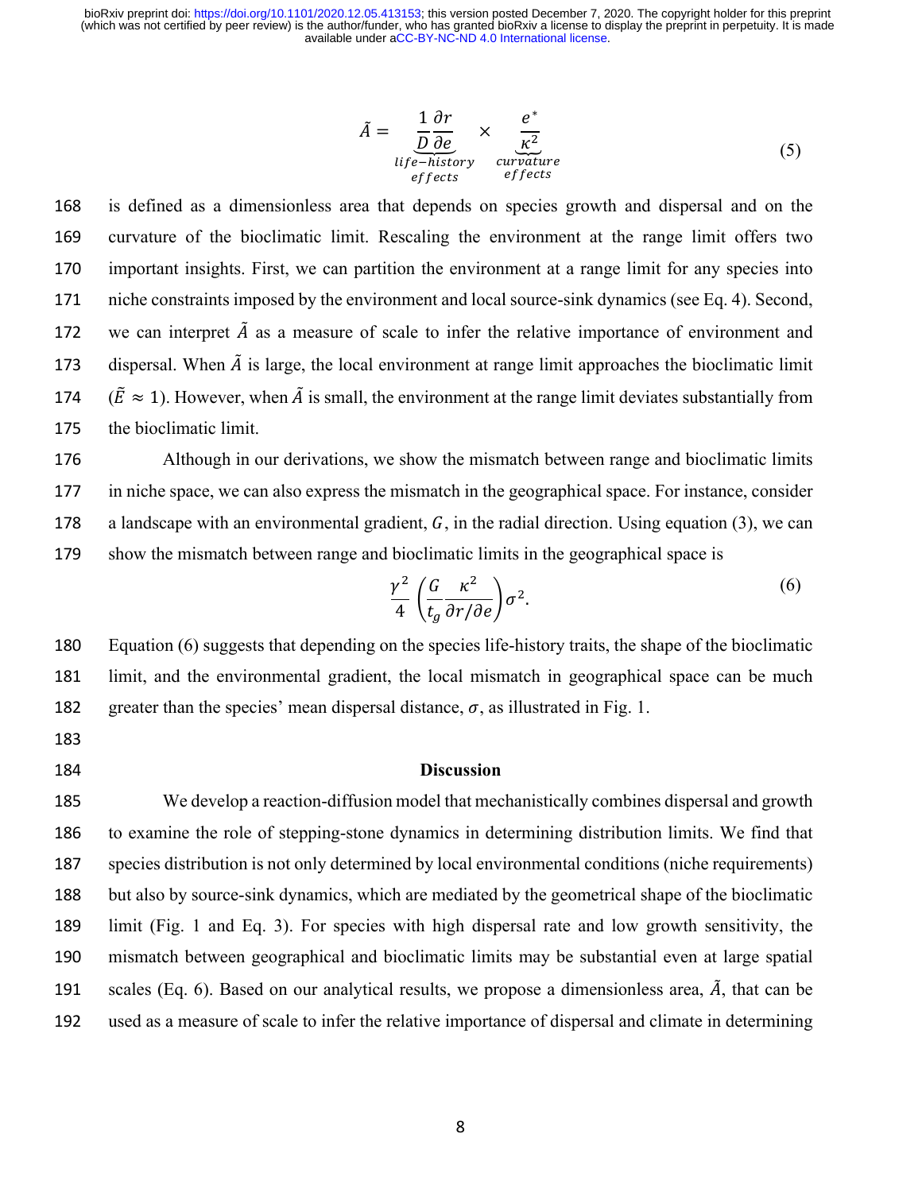$$\tilde{A} = \underbrace{\frac{1}{D}\frac{\partial r}{\partial e}}_{\substack{life-history\\ effects}} \times \underbrace{\frac{e^*}{\kappa^2}}_{\substack{curvature\\ effects}} \tag{5}$$

is defined as a dimensionless area that depends on species growth and dispersal and on the curvature of the bioclimatic limit. Rescaling the environment at the range limit offers two important insights. First, we can partition the environment at a range limit for any species into niche constraints imposed by the environment and local source-sink dynamics (see Eq. 4). Second, we can interpret $\tilde{A}$ as a measure of scale to infer the relative importance of environment and dispersal. When $\tilde{A}$ is large, the local environment at range limit approaches the bioclimatic limit ($\tilde{E} \approx 1$). However, when $\tilde{A}$ is small, the environment at the range limit deviates substantially from the bioclimatic limit.

Although in our derivations, we show the mismatch between range and bioclimatic limits in niche space, we can also express the mismatch in the geographical space. For instance, consider a landscape with an environmental gradient, $G$, in the radial direction. Using equation (3), we can show the mismatch between range and bioclimatic limits in the geographical space is

$$\frac{\gamma^2}{4}\left(\frac{G}{t_g}\frac{\kappa^2}{\partial r/\partial e}\right)\sigma^2. \tag{6}$$

Equation (6) suggests that depending on the species life-history traits, the shape of the bioclimatic limit, and the environmental gradient, the local mismatch in geographical space can be much greater than the species' mean dispersal distance, $\sigma$, as illustrated in Fig. 1.

## Discussion

We develop a reaction-diffusion model that mechanistically combines dispersal and growth to examine the role of stepping-stone dynamics in determining distribution limits. We find that species distribution is not only determined by local environmental conditions (niche requirements) but also by source-sink dynamics, which are mediated by the geometrical shape of the bioclimatic limit (Fig. 1 and Eq. 3). For species with high dispersal rate and low growth sensitivity, the mismatch between geographical and bioclimatic limits may be substantial even at large spatial scales (Eq. 6). Based on our analytical results, we propose a dimensionless area, $\tilde{A}$, that can be used as a measure of scale to infer the relative importance of dispersal and climate in determining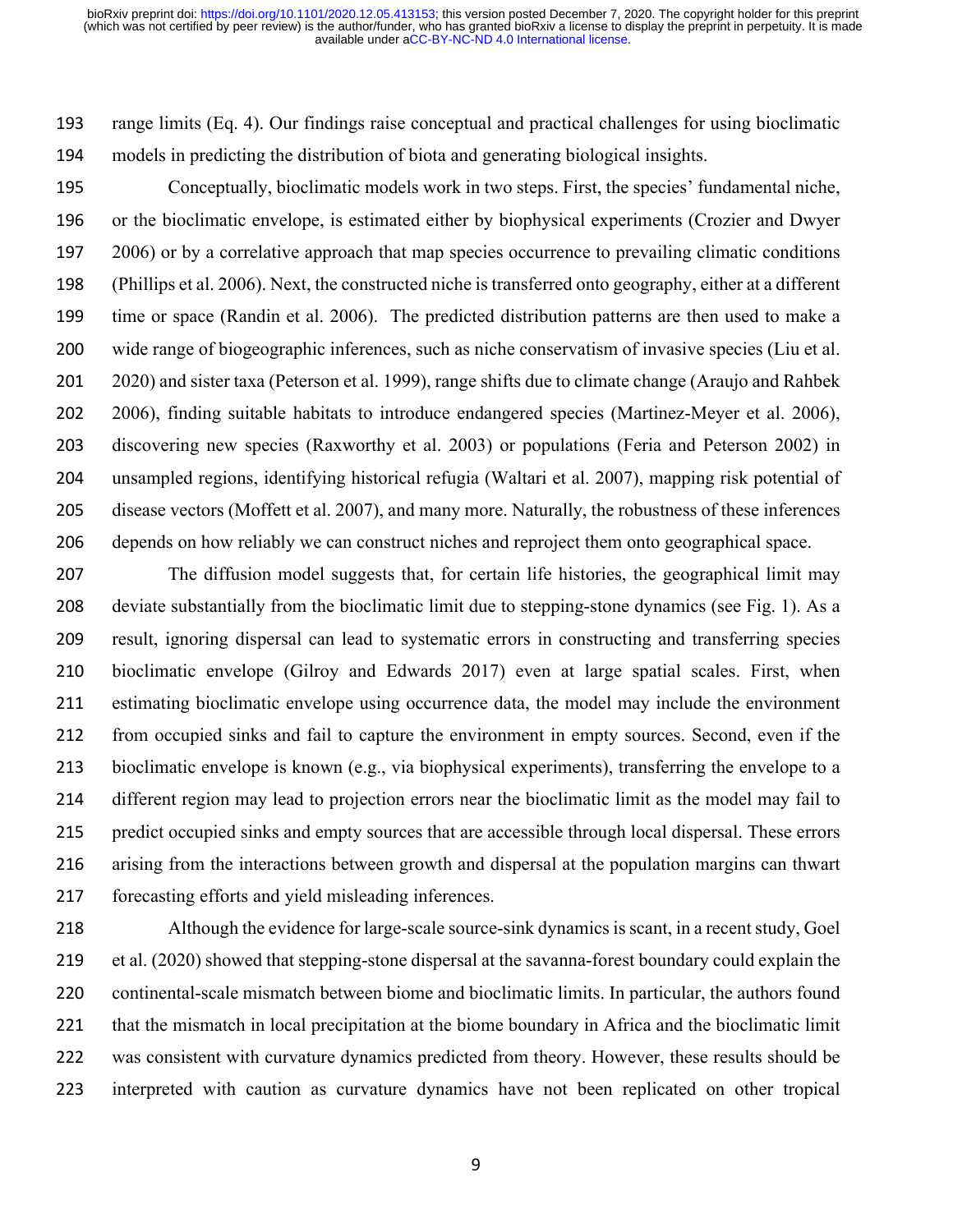range limits (Eq. 4). Our findings raise conceptual and practical challenges for using bioclimatic models in predicting the distribution of biota and generating biological insights.

Conceptually, bioclimatic models work in two steps. First, the species' fundamental niche, or the bioclimatic envelope, is estimated either by biophysical experiments (Crozier and Dwyer 2006) or by a correlative approach that map species occurrence to prevailing climatic conditions (Phillips et al. 2006). Next, the constructed niche is transferred onto geography, either at a different time or space (Randin et al. 2006). The predicted distribution patterns are then used to make a wide range of biogeographic inferences, such as niche conservatism of invasive species (Liu et al. 2020) and sister taxa (Peterson et al. 1999), range shifts due to climate change (Araujo and Rahbek 2006), finding suitable habitats to introduce endangered species (Martinez-Meyer et al. 2006), discovering new species (Raxworthy et al. 2003) or populations (Feria and Peterson 2002) in unsampled regions, identifying historical refugia (Waltari et al. 2007), mapping risk potential of disease vectors (Moffett et al. 2007), and many more. Naturally, the robustness of these inferences depends on how reliably we can construct niches and reproject them onto geographical space.

The diffusion model suggests that, for certain life histories, the geographical limit may deviate substantially from the bioclimatic limit due to stepping-stone dynamics (see Fig. 1). As a result, ignoring dispersal can lead to systematic errors in constructing and transferring species bioclimatic envelope (Gilroy and Edwards 2017) even at large spatial scales. First, when estimating bioclimatic envelope using occurrence data, the model may include the environment from occupied sinks and fail to capture the environment in empty sources. Second, even if the bioclimatic envelope is known (e.g., via biophysical experiments), transferring the envelope to a different region may lead to projection errors near the bioclimatic limit as the model may fail to predict occupied sinks and empty sources that are accessible through local dispersal. These errors arising from the interactions between growth and dispersal at the population margins can thwart forecasting efforts and yield misleading inferences.

Although the evidence for large-scale source-sink dynamics is scant, in a recent study, Goel et al. (2020) showed that stepping-stone dispersal at the savanna-forest boundary could explain the continental-scale mismatch between biome and bioclimatic limits. In particular, the authors found that the mismatch in local precipitation at the biome boundary in Africa and the bioclimatic limit was consistent with curvature dynamics predicted from theory. However, these results should be interpreted with caution as curvature dynamics have not been replicated on other tropical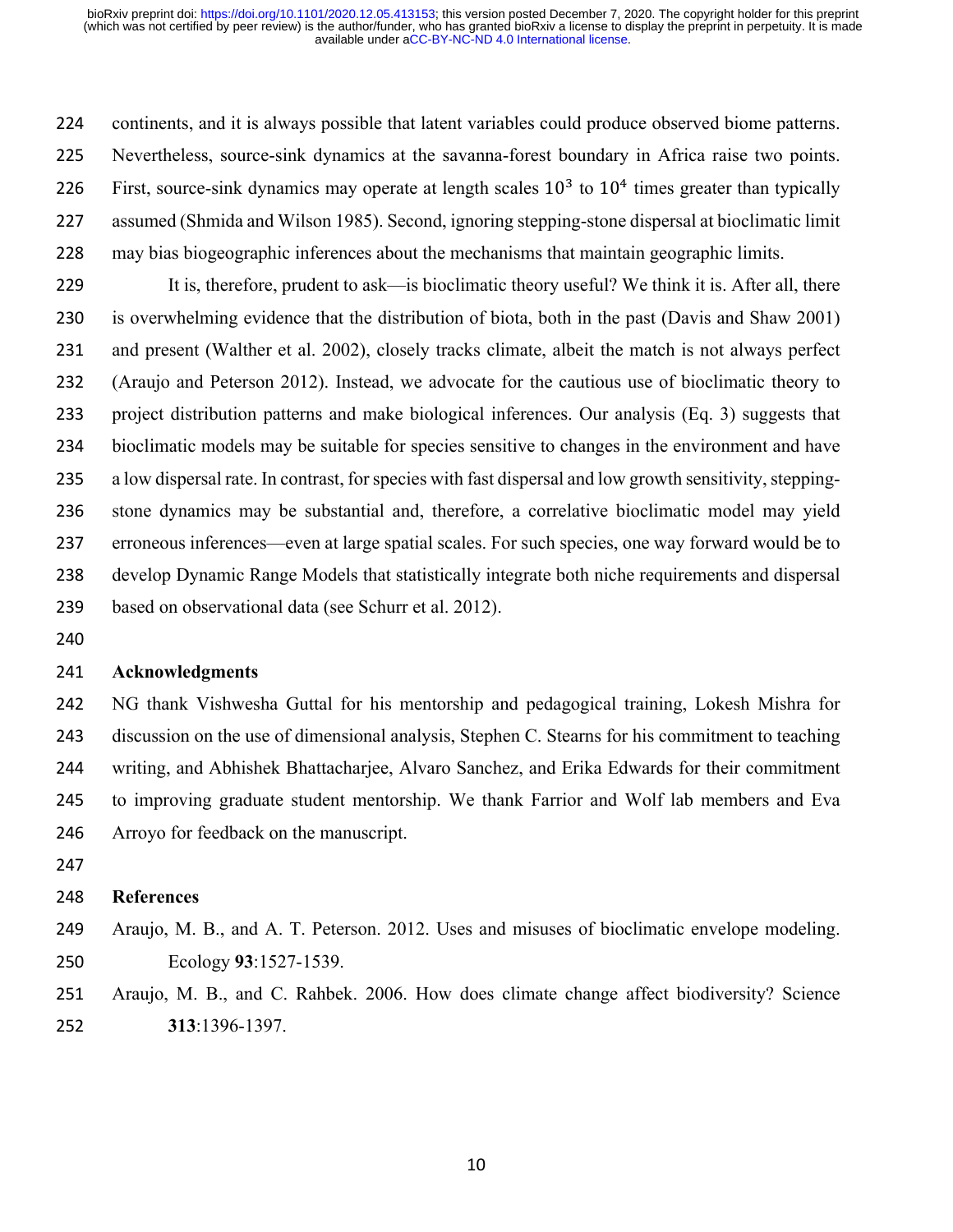continents, and it is always possible that latent variables could produce observed biome patterns. Nevertheless, source-sink dynamics at the savanna-forest boundary in Africa raise two points. First, source-sink dynamics may operate at length scales $10^3$ to $10^4$ times greater than typically assumed (Shmida and Wilson 1985). Second, ignoring stepping-stone dispersal at bioclimatic limit may bias biogeographic inferences about the mechanisms that maintain geographic limits.

It is, therefore, prudent to ask—is bioclimatic theory useful? We think it is. After all, there is overwhelming evidence that the distribution of biota, both in the past (Davis and Shaw 2001) and present (Walther et al. 2002), closely tracks climate, albeit the match is not always perfect (Araujo and Peterson 2012). Instead, we advocate for the cautious use of bioclimatic theory to project distribution patterns and make biological inferences. Our analysis (Eq. 3) suggests that bioclimatic models may be suitable for species sensitive to changes in the environment and have a low dispersal rate. In contrast, for species with fast dispersal and low growth sensitivity, stepping-stone dynamics may be substantial and, therefore, a correlative bioclimatic model may yield erroneous inferences—even at large spatial scales. For such species, one way forward would be to develop Dynamic Range Models that statistically integrate both niche requirements and dispersal based on observational data (see Schurr et al. 2012).

## Acknowledgments

NG thank Vishwesha Guttal for his mentorship and pedagogical training, Lokesh Mishra for discussion on the use of dimensional analysis, Stephen C. Stearns for his commitment to teaching writing, and Abhishek Bhattacharjee, Alvaro Sanchez, and Erika Edwards for their commitment to improving graduate student mentorship. We thank Farrior and Wolf lab members and Eva Arroyo for feedback on the manuscript.

## References

Araujo, M. B., and A. T. Peterson. 2012. Uses and misuses of bioclimatic envelope modeling. Ecology **93**:1527-1539.

Araujo, M. B., and C. Rahbek. 2006. How does climate change affect biodiversity? Science **313**:1396-1397.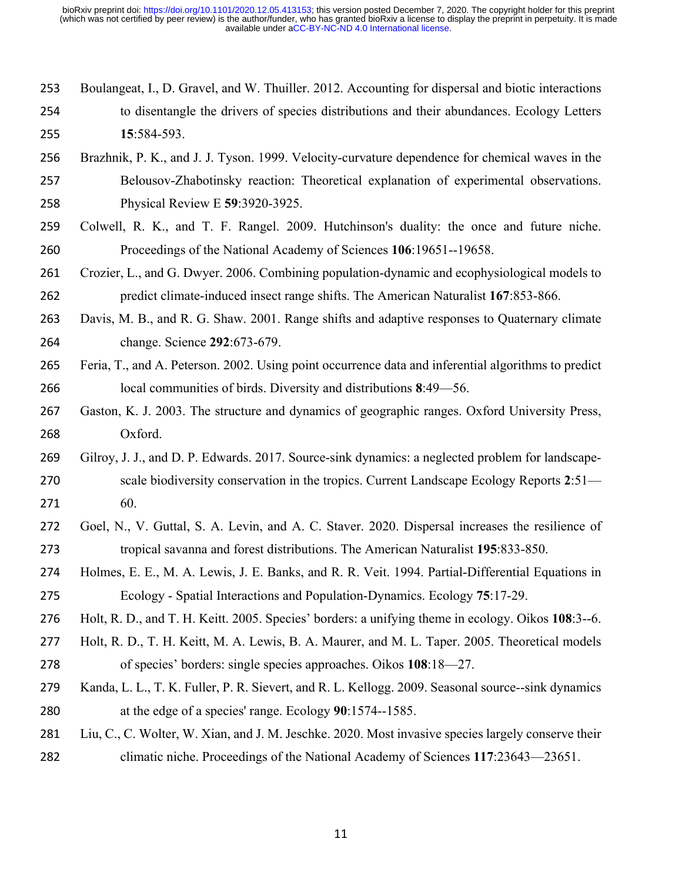Boulangeat, I., D. Gravel, and W. Thuiller. 2012. Accounting for dispersal and biotic interactions to disentangle the drivers of species distributions and their abundances. Ecology Letters **15**:584-593.

Brazhnik, P. K., and J. J. Tyson. 1999. Velocity-curvature dependence for chemical waves in the Belousov-Zhabotinsky reaction: Theoretical explanation of experimental observations. Physical Review E **59**:3920-3925.

Colwell, R. K., and T. F. Rangel. 2009. Hutchinson's duality: the once and future niche. Proceedings of the National Academy of Sciences **106**:19651--19658.

Crozier, L., and G. Dwyer. 2006. Combining population-dynamic and ecophysiological models to predict climate-induced insect range shifts. The American Naturalist **167**:853-866.

Davis, M. B., and R. G. Shaw. 2001. Range shifts and adaptive responses to Quaternary climate change. Science **292**:673-679.

Feria, T., and A. Peterson. 2002. Using point occurrence data and inferential algorithms to predict local communities of birds. Diversity and distributions **8**:49—56.

Gaston, K. J. 2003. The structure and dynamics of geographic ranges. Oxford University Press, Oxford.

Gilroy, J. J., and D. P. Edwards. 2017. Source-sink dynamics: a neglected problem for landscape-scale biodiversity conservation in the tropics. Current Landscape Ecology Reports **2**:51—60.

Goel, N., V. Guttal, S. A. Levin, and A. C. Staver. 2020. Dispersal increases the resilience of tropical savanna and forest distributions. The American Naturalist **195**:833-850.

Holmes, E. E., M. A. Lewis, J. E. Banks, and R. R. Veit. 1994. Partial-Differential Equations in Ecology - Spatial Interactions and Population-Dynamics. Ecology **75**:17-29.

Holt, R. D., and T. H. Keitt. 2005. Species' borders: a unifying theme in ecology. Oikos **108**:3--6.

Holt, R. D., T. H. Keitt, M. A. Lewis, B. A. Maurer, and M. L. Taper. 2005. Theoretical models of species' borders: single species approaches. Oikos **108**:18—27.

Kanda, L. L., T. K. Fuller, P. R. Sievert, and R. L. Kellogg. 2009. Seasonal source--sink dynamics at the edge of a species' range. Ecology **90**:1574--1585.

Liu, C., C. Wolter, W. Xian, and J. M. Jeschke. 2020. Most invasive species largely conserve their climatic niche. Proceedings of the National Academy of Sciences **117**:23643—23651.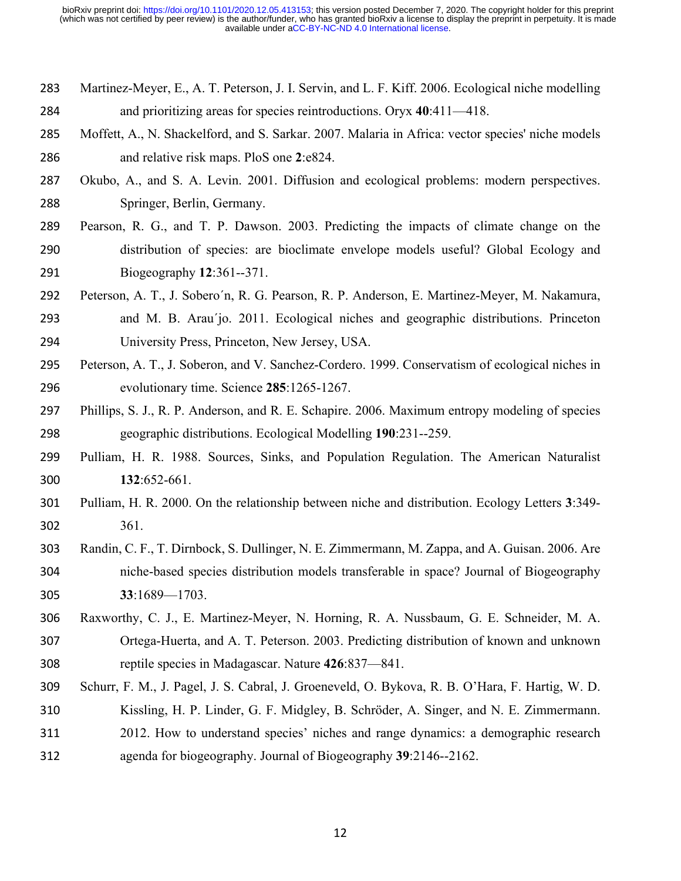Martinez-Meyer, E., A. T. Peterson, J. I. Servin, and L. F. Kiff. 2006. Ecological niche modelling and prioritizing areas for species reintroductions. Oryx **40**:411—418.

Moffett, A., N. Shackelford, and S. Sarkar. 2007. Malaria in Africa: vector species' niche models and relative risk maps. PloS one **2**:e824.

Okubo, A., and S. A. Levin. 2001. Diffusion and ecological problems: modern perspectives. Springer, Berlin, Germany.

Pearson, R. G., and T. P. Dawson. 2003. Predicting the impacts of climate change on the distribution of species: are bioclimate envelope models useful? Global Ecology and Biogeography **12**:361--371.

Peterson, A. T., J. Sobero´n, R. G. Pearson, R. P. Anderson, E. Martinez-Meyer, M. Nakamura, and M. B. Arau´jo. 2011. Ecological niches and geographic distributions. Princeton University Press, Princeton, New Jersey, USA.

Peterson, A. T., J. Soberon, and V. Sanchez-Cordero. 1999. Conservatism of ecological niches in evolutionary time. Science **285**:1265-1267.

Phillips, S. J., R. P. Anderson, and R. E. Schapire. 2006. Maximum entropy modeling of species geographic distributions. Ecological Modelling **190**:231--259.

Pulliam, H. R. 1988. Sources, Sinks, and Population Regulation. The American Naturalist **132**:652-661.

Pulliam, H. R. 2000. On the relationship between niche and distribution. Ecology Letters **3**:349-361.

Randin, C. F., T. Dirnbock, S. Dullinger, N. E. Zimmermann, M. Zappa, and A. Guisan. 2006. Are niche-based species distribution models transferable in space? Journal of Biogeography **33**:1689—1703.

Raxworthy, C. J., E. Martinez-Meyer, N. Horning, R. A. Nussbaum, G. E. Schneider, M. A. Ortega-Huerta, and A. T. Peterson. 2003. Predicting distribution of known and unknown reptile species in Madagascar. Nature **426**:837—841.

Schurr, F. M., J. Pagel, J. S. Cabral, J. Groeneveld, O. Bykova, R. B. O'Hara, F. Hartig, W. D. Kissling, H. P. Linder, G. F. Midgley, B. Schröder, A. Singer, and N. E. Zimmermann. 2012. How to understand species' niches and range dynamics: a demographic research agenda for biogeography. Journal of Biogeography **39**:2146--2162.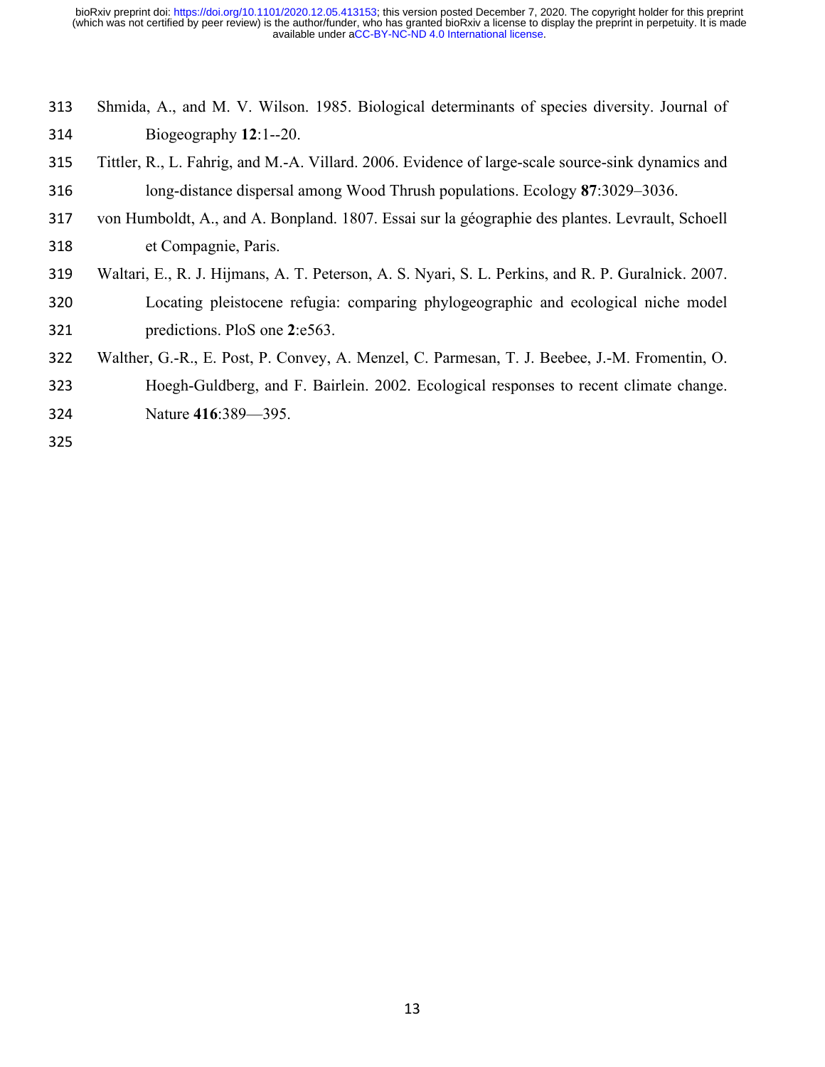Shmida, A., and M. V. Wilson. 1985. Biological determinants of species diversity. Journal of Biogeography **12**:1--20.

Tittler, R., L. Fahrig, and M.-A. Villard. 2006. Evidence of large-scale source-sink dynamics and long-distance dispersal among Wood Thrush populations. Ecology **87**:3029–3036.

von Humboldt, A., and A. Bonpland. 1807. Essai sur la géographie des plantes. Levrault, Schoell et Compagnie, Paris.

Waltari, E., R. J. Hijmans, A. T. Peterson, A. S. Nyari, S. L. Perkins, and R. P. Guralnick. 2007. Locating pleistocene refugia: comparing phylogeographic and ecological niche model predictions. PloS one **2**:e563.

Walther, G.-R., E. Post, P. Convey, A. Menzel, C. Parmesan, T. J. Beebee, J.-M. Fromentin, O. Hoegh-Guldberg, and F. Bairlein. 2002. Ecological responses to recent climate change. Nature **416**:389—395.